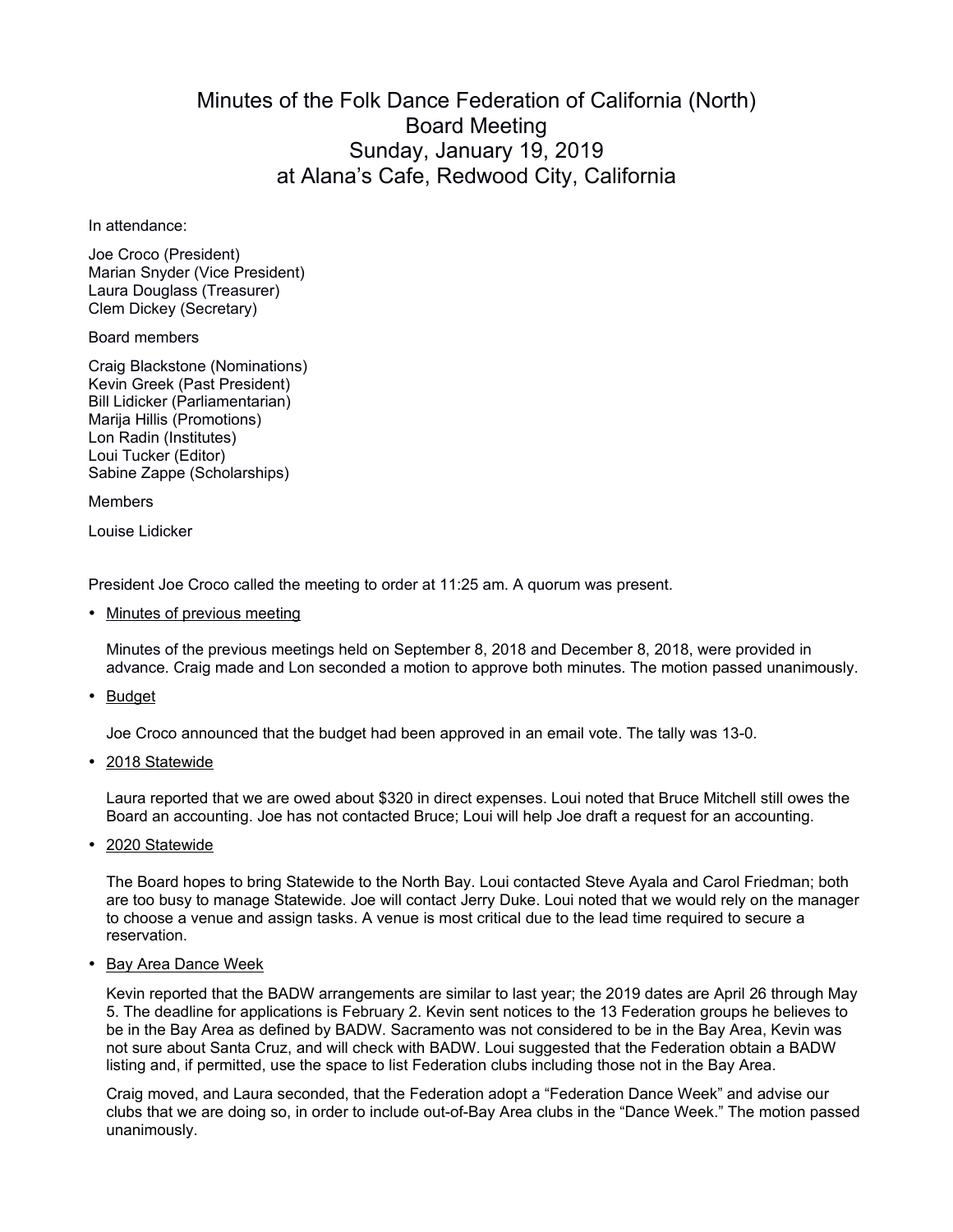# Minutes of the Folk Dance Federation of California (North) Board Meeting Sunday, January 19, 2019 at Alana's Cafe, Redwood City, California

In attendance:

Joe Croco (President)
Marian Snyder (Vice President)
Laura Douglass (Treasurer)
Clem Dickey (Secretary)

Board members

Craig Blackstone (Nominations)
Kevin Greek (Past President)
Bill Lidicker (Parliamentarian)
Marija Hillis (Promotions)
Lon Radin (Institutes)
Loui Tucker (Editor)
Sabine Zappe (Scholarships)

Members

Louise Lidicker

President Joe Croco called the meeting to order at 11:25 am. A quorum was present.

- <u>Minutes of previous meeting</u>

  Minutes of the previous meetings held on September 8, 2018 and December 8, 2018, were provided in advance. Craig made and Lon seconded a motion to approve both minutes. The motion passed unanimously.

- <u>Budget</u>

  Joe Croco announced that the budget had been approved in an email vote. The tally was 13-0.

- <u>2018 Statewide</u>

  Laura reported that we are owed about $320 in direct expenses. Loui noted that Bruce Mitchell still owes the Board an accounting. Joe has not contacted Bruce; Loui will help Joe draft a request for an accounting.

- <u>2020 Statewide</u>

  The Board hopes to bring Statewide to the North Bay. Loui contacted Steve Ayala and Carol Friedman; both are too busy to manage Statewide. Joe will contact Jerry Duke. Loui noted that we would rely on the manager to choose a venue and assign tasks. A venue is most critical due to the lead time required to secure a reservation.

- <u>Bay Area Dance Week</u>

  Kevin reported that the BADW arrangements are similar to last year; the 2019 dates are April 26 through May 5. The deadline for applications is February 2. Kevin sent notices to the 13 Federation groups he believes to be in the Bay Area as defined by BADW. Sacramento was not considered to be in the Bay Area, Kevin was not sure about Santa Cruz, and will check with BADW. Loui suggested that the Federation obtain a BADW listing and, if permitted, use the space to list Federation clubs including those not in the Bay Area.

  Craig moved, and Laura seconded, that the Federation adopt a "Federation Dance Week" and advise our clubs that we are doing so, in order to include out-of-Bay Area clubs in the "Dance Week." The motion passed unanimously.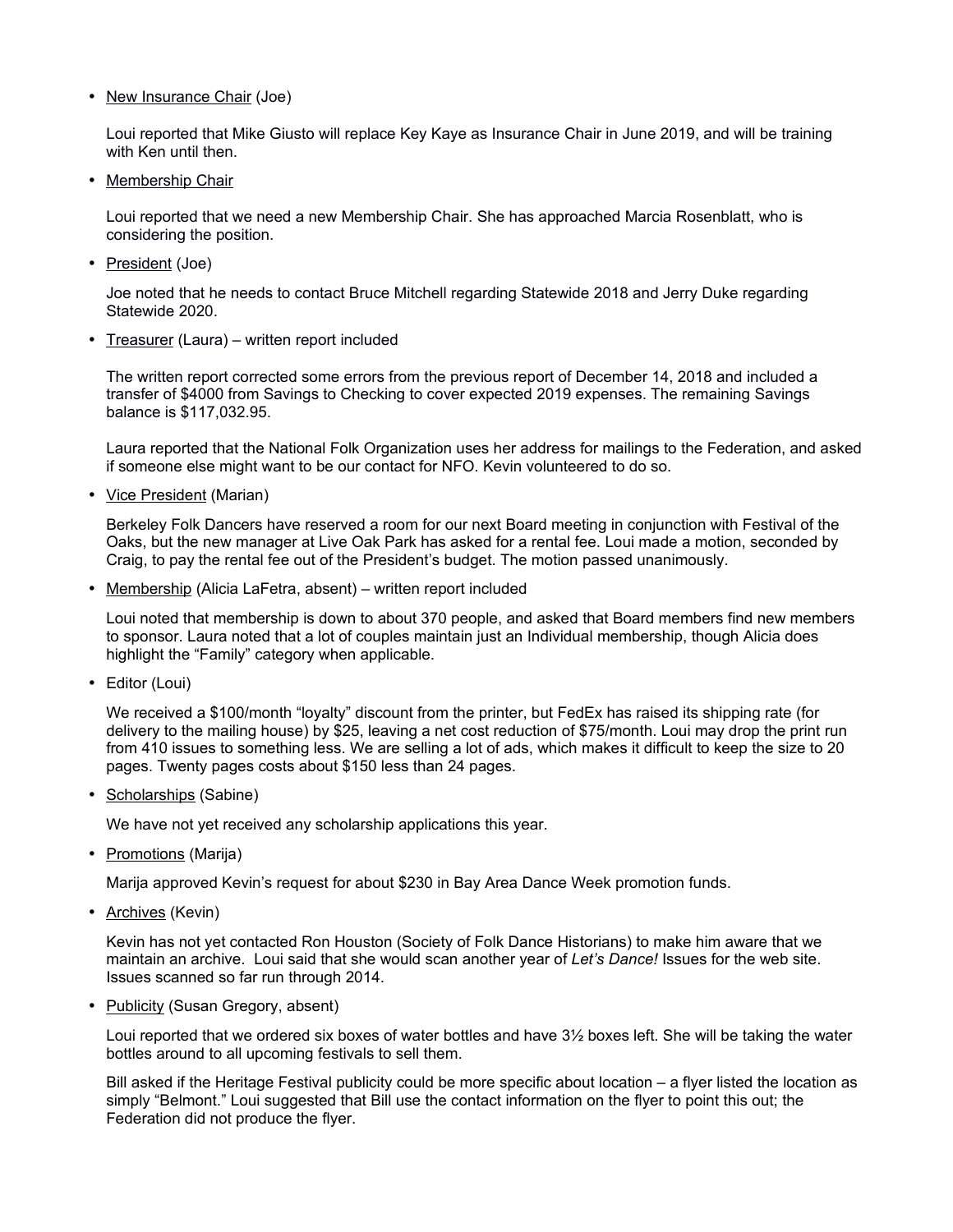- <u>New Insurance Chair</u> (Joe)

  Loui reported that Mike Giusto will replace Key Kaye as Insurance Chair in June 2019, and will be training with Ken until then.

- <u>Membership Chair</u>

  Loui reported that we need a new Membership Chair. She has approached Marcia Rosenblatt, who is considering the position.

- <u>President</u> (Joe)

  Joe noted that he needs to contact Bruce Mitchell regarding Statewide 2018 and Jerry Duke regarding Statewide 2020.

- <u>Treasurer</u> (Laura) – written report included

  The written report corrected some errors from the previous report of December 14, 2018 and included a transfer of $4000 from Savings to Checking to cover expected 2019 expenses. The remaining Savings balance is $117,032.95.

  Laura reported that the National Folk Organization uses her address for mailings to the Federation, and asked if someone else might want to be our contact for NFO. Kevin volunteered to do so.

- <u>Vice President</u> (Marian)

  Berkeley Folk Dancers have reserved a room for our next Board meeting in conjunction with Festival of the Oaks, but the new manager at Live Oak Park has asked for a rental fee. Loui made a motion, seconded by Craig, to pay the rental fee out of the President's budget. The motion passed unanimously.

- <u>Membership</u> (Alicia LaFetra, absent) – written report included

  Loui noted that membership is down to about 370 people, and asked that Board members find new members to sponsor. Laura noted that a lot of couples maintain just an Individual membership, though Alicia does highlight the "Family" category when applicable.

- Editor (Loui)

  We received a $100/month "loyalty" discount from the printer, but FedEx has raised its shipping rate (for delivery to the mailing house) by $25, leaving a net cost reduction of $75/month. Loui may drop the print run from 410 issues to something less. We are selling a lot of ads, which makes it difficult to keep the size to 20 pages. Twenty pages costs about $150 less than 24 pages.

- <u>Scholarships</u> (Sabine)

  We have not yet received any scholarship applications this year.

- <u>Promotions</u> (Marija)

  Marija approved Kevin's request for about $230 in Bay Area Dance Week promotion funds.

- <u>Archives</u> (Kevin)

  Kevin has not yet contacted Ron Houston (Society of Folk Dance Historians) to make him aware that we maintain an archive. Loui said that she would scan another year of *Let's Dance!* Issues for the web site. Issues scanned so far run through 2014.

- <u>Publicity</u> (Susan Gregory, absent)

  Loui reported that we ordered six boxes of water bottles and have 3½ boxes left. She will be taking the water bottles around to all upcoming festivals to sell them.

  Bill asked if the Heritage Festival publicity could be more specific about location – a flyer listed the location as simply "Belmont." Loui suggested that Bill use the contact information on the flyer to point this out; the Federation did not produce the flyer.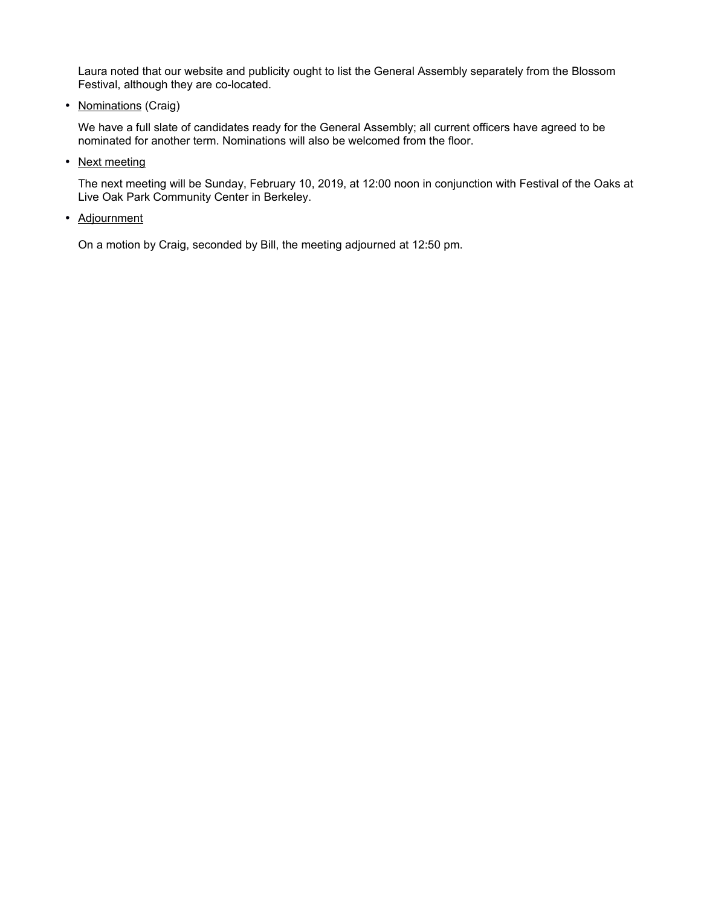Laura noted that our website and publicity ought to list the General Assembly separately from the Blossom Festival, although they are co-located.

- <u>Nominations</u> (Craig)

  We have a full slate of candidates ready for the General Assembly; all current officers have agreed to be nominated for another term. Nominations will also be welcomed from the floor.

- <u>Next meeting</u>

  The next meeting will be Sunday, February 10, 2019, at 12:00 noon in conjunction with Festival of the Oaks at Live Oak Park Community Center in Berkeley.

- <u>Adjournment</u>

  On a motion by Craig, seconded by Bill, the meeting adjourned at 12:50 pm.